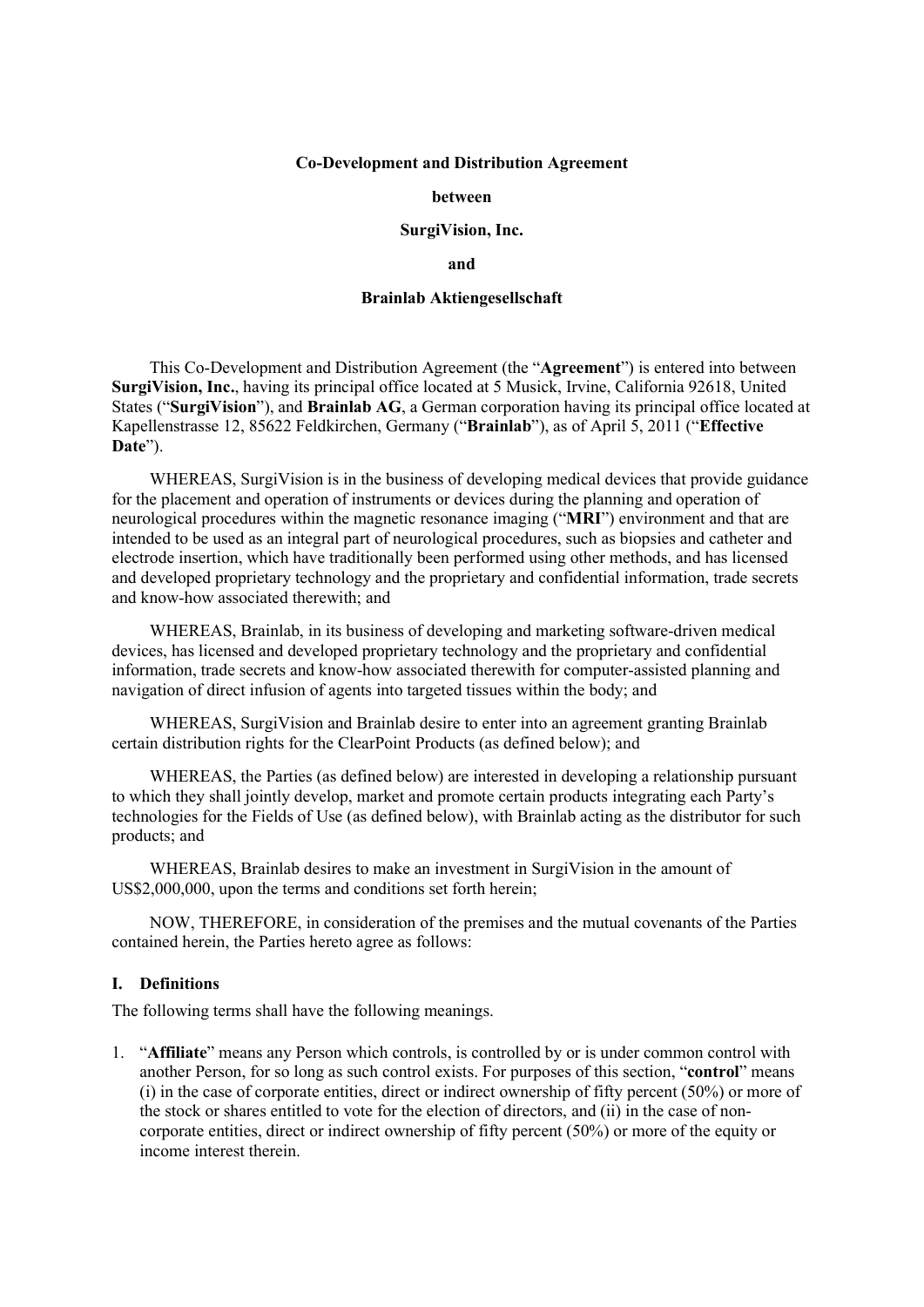**Co-Development and Distribution Agreement**

**between**

**SurgiVision, Inc.**

**and**

**Brainlab Aktiengesellschaft**

This Co-Development and Distribution Agreement (the "**Agreement**") is entered into between **SurgiVision, Inc.**, having its principal office located at 5 Musick, Irvine, California 92618, United States ("**SurgiVision**"), and **Brainlab AG**, a German corporation having its principal office located at Kapellenstrasse 12, 85622 Feldkirchen, Germany ("**Brainlab**"), as of April 5, 2011 ("**Effective Date**").

WHEREAS, SurgiVision is in the business of developing medical devices that provide guidance for the placement and operation of instruments or devices during the planning and operation of neurological procedures within the magnetic resonance imaging ("**MRI**") environment and that are intended to be used as an integral part of neurological procedures, such as biopsies and catheter and electrode insertion, which have traditionally been performed using other methods, and has licensed and developed proprietary technology and the proprietary and confidential information, trade secrets and know-how associated therewith; and

WHEREAS, Brainlab, in its business of developing and marketing software-driven medical devices, has licensed and developed proprietary technology and the proprietary and confidential information, trade secrets and know-how associated therewith for computer-assisted planning and navigation of direct infusion of agents into targeted tissues within the body; and

WHEREAS, SurgiVision and Brainlab desire to enter into an agreement granting Brainlab certain distribution rights for the ClearPoint Products (as defined below); and

WHEREAS, the Parties (as defined below) are interested in developing a relationship pursuant to which they shall jointly develop, market and promote certain products integrating each Party's technologies for the Fields of Use (as defined below), with Brainlab acting as the distributor for such products; and

WHEREAS, Brainlab desires to make an investment in SurgiVision in the amount of US$2,000,000, upon the terms and conditions set forth herein;

NOW, THEREFORE, in consideration of the premises and the mutual covenants of the Parties contained herein, the Parties hereto agree as follows:

## I. Definitions

The following terms shall have the following meanings.

1. "**Affiliate**" means any Person which controls, is controlled by or is under common control with another Person, for so long as such control exists. For purposes of this section, "**control**" means (i) in the case of corporate entities, direct or indirect ownership of fifty percent (50%) or more of the stock or shares entitled to vote for the election of directors, and (ii) in the case of non-corporate entities, direct or indirect ownership of fifty percent (50%) or more of the equity or income interest therein.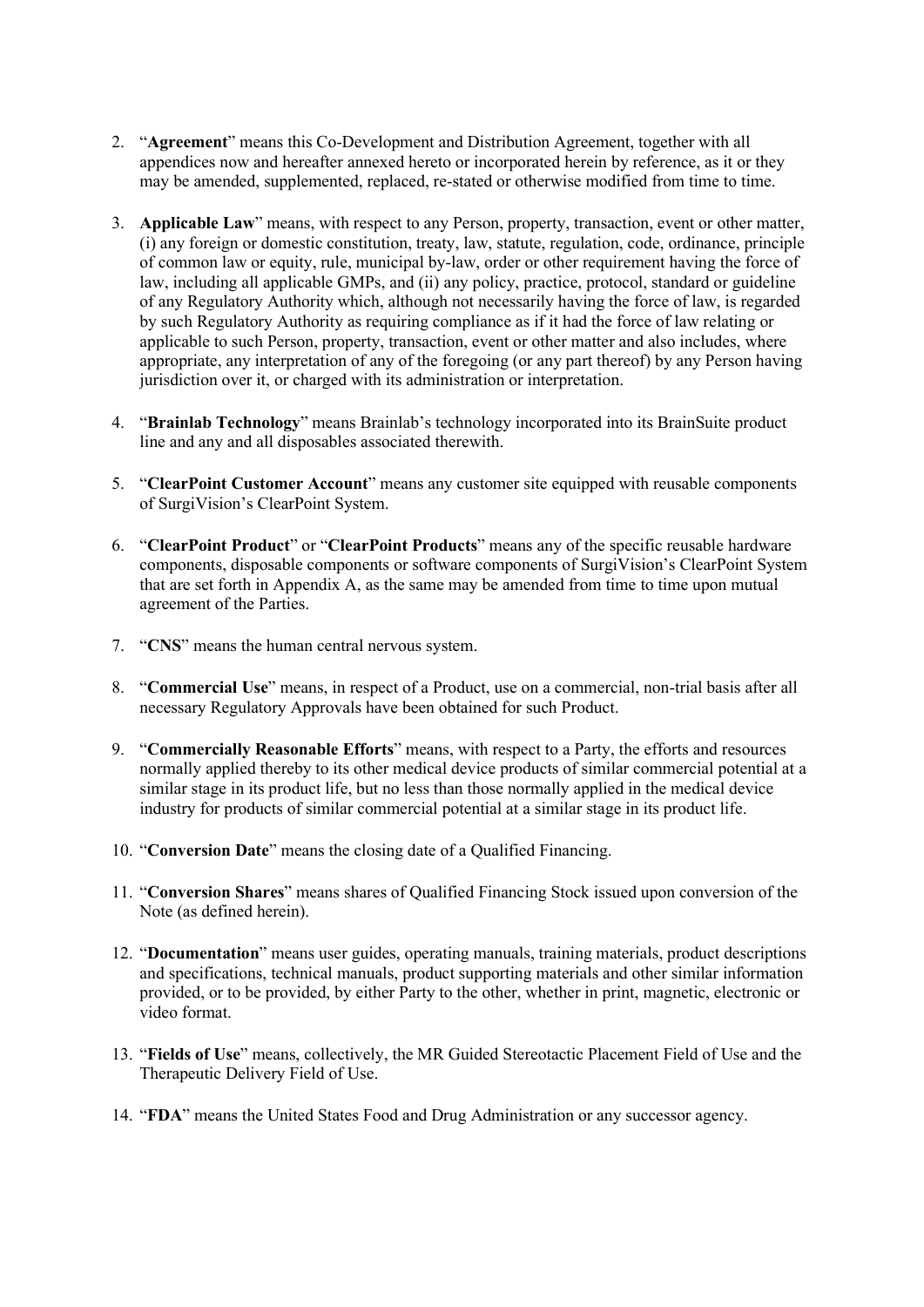2. "**Agreement**" means this Co-Development and Distribution Agreement, together with all appendices now and hereafter annexed hereto or incorporated herein by reference, as it or they may be amended, supplemented, replaced, re-stated or otherwise modified from time to time.

3. **Applicable Law**" means, with respect to any Person, property, transaction, event or other matter, (i) any foreign or domestic constitution, treaty, law, statute, regulation, code, ordinance, principle of common law or equity, rule, municipal by-law, order or other requirement having the force of law, including all applicable GMPs, and (ii) any policy, practice, protocol, standard or guideline of any Regulatory Authority which, although not necessarily having the force of law, is regarded by such Regulatory Authority as requiring compliance as if it had the force of law relating or applicable to such Person, property, transaction, event or other matter and also includes, where appropriate, any interpretation of any of the foregoing (or any part thereof) by any Person having jurisdiction over it, or charged with its administration or interpretation.

4. "**Brainlab Technology**" means Brainlab's technology incorporated into its BrainSuite product line and any and all disposables associated therewith.

5. "**ClearPoint Customer Account**" means any customer site equipped with reusable components of SurgiVision's ClearPoint System.

6. "**ClearPoint Product**" or "**ClearPoint Products**" means any of the specific reusable hardware components, disposable components or software components of SurgiVision's ClearPoint System that are set forth in Appendix A, as the same may be amended from time to time upon mutual agreement of the Parties.

7. "**CNS**" means the human central nervous system.

8. "**Commercial Use**" means, in respect of a Product, use on a commercial, non-trial basis after all necessary Regulatory Approvals have been obtained for such Product.

9. "**Commercially Reasonable Efforts**" means, with respect to a Party, the efforts and resources normally applied thereby to its other medical device products of similar commercial potential at a similar stage in its product life, but no less than those normally applied in the medical device industry for products of similar commercial potential at a similar stage in its product life.

10. "**Conversion Date**" means the closing date of a Qualified Financing.

11. "**Conversion Shares**" means shares of Qualified Financing Stock issued upon conversion of the Note (as defined herein).

12. "**Documentation**" means user guides, operating manuals, training materials, product descriptions and specifications, technical manuals, product supporting materials and other similar information provided, or to be provided, by either Party to the other, whether in print, magnetic, electronic or video format.

13. "**Fields of Use**" means, collectively, the MR Guided Stereotactic Placement Field of Use and the Therapeutic Delivery Field of Use.

14. "**FDA**" means the United States Food and Drug Administration or any successor agency.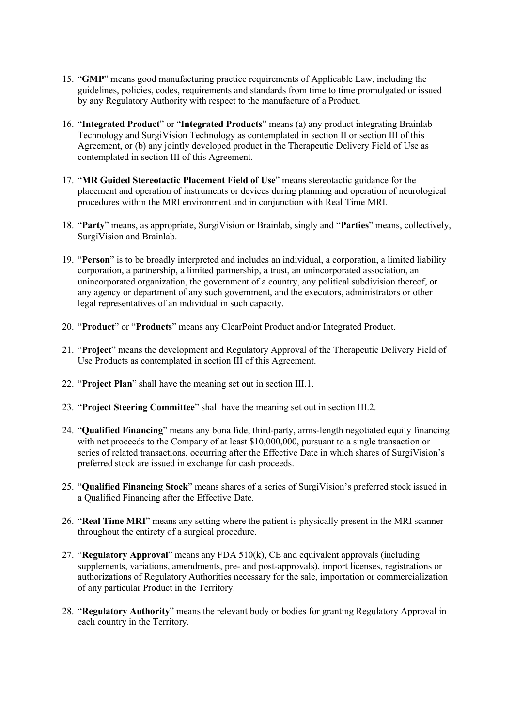15. "**GMP**" means good manufacturing practice requirements of Applicable Law, including the guidelines, policies, codes, requirements and standards from time to time promulgated or issued by any Regulatory Authority with respect to the manufacture of a Product.

16. "**Integrated Product**" or "**Integrated Products**" means (a) any product integrating Brainlab Technology and SurgiVision Technology as contemplated in section II or section III of this Agreement, or (b) any jointly developed product in the Therapeutic Delivery Field of Use as contemplated in section III of this Agreement.

17. "**MR Guided Stereotactic Placement Field of Use**" means stereotactic guidance for the placement and operation of instruments or devices during planning and operation of neurological procedures within the MRI environment and in conjunction with Real Time MRI.

18. "**Party**" means, as appropriate, SurgiVision or Brainlab, singly and "**Parties**" means, collectively, SurgiVision and Brainlab.

19. "**Person**" is to be broadly interpreted and includes an individual, a corporation, a limited liability corporation, a partnership, a limited partnership, a trust, an unincorporated association, an unincorporated organization, the government of a country, any political subdivision thereof, or any agency or department of any such government, and the executors, administrators or other legal representatives of an individual in such capacity.

20. "**Product**" or "**Products**" means any ClearPoint Product and/or Integrated Product.

21. "**Project**" means the development and Regulatory Approval of the Therapeutic Delivery Field of Use Products as contemplated in section III of this Agreement.

22. "**Project Plan**" shall have the meaning set out in section III.1.

23. "**Project Steering Committee**" shall have the meaning set out in section III.2.

24. "**Qualified Financing**" means any bona fide, third-party, arms-length negotiated equity financing with net proceeds to the Company of at least $10,000,000, pursuant to a single transaction or series of related transactions, occurring after the Effective Date in which shares of SurgiVision's preferred stock are issued in exchange for cash proceeds.

25. "**Qualified Financing Stock**" means shares of a series of SurgiVision's preferred stock issued in a Qualified Financing after the Effective Date.

26. "**Real Time MRI**" means any setting where the patient is physically present in the MRI scanner throughout the entirety of a surgical procedure.

27. "**Regulatory Approval**" means any FDA 510(k), CE and equivalent approvals (including supplements, variations, amendments, pre- and post-approvals), import licenses, registrations or authorizations of Regulatory Authorities necessary for the sale, importation or commercialization of any particular Product in the Territory.

28. "**Regulatory Authority**" means the relevant body or bodies for granting Regulatory Approval in each country in the Territory.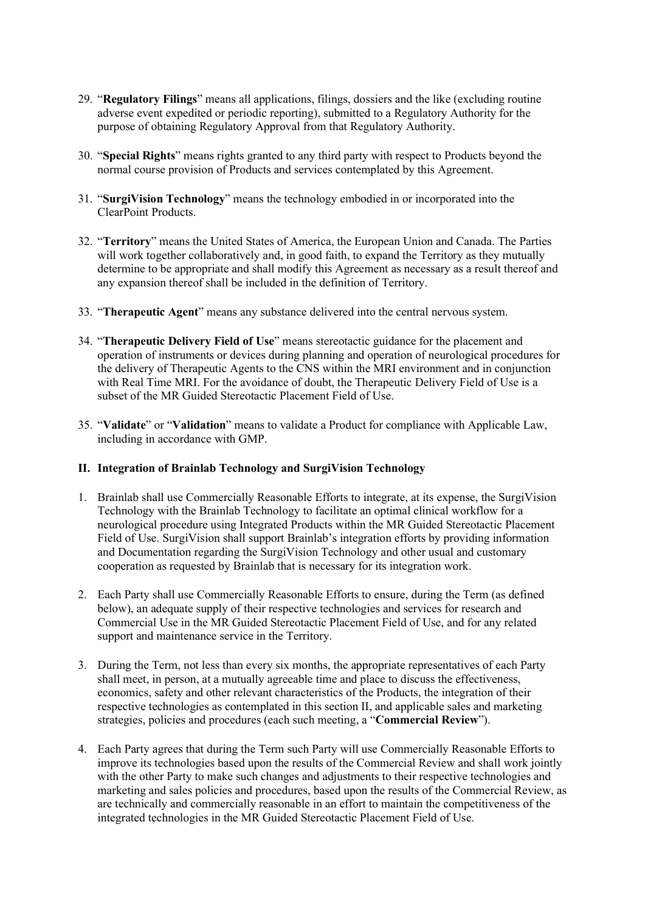29. "**Regulatory Filings**" means all applications, filings, dossiers and the like (excluding routine adverse event expedited or periodic reporting), submitted to a Regulatory Authority for the purpose of obtaining Regulatory Approval from that Regulatory Authority.

30. "**Special Rights**" means rights granted to any third party with respect to Products beyond the normal course provision of Products and services contemplated by this Agreement.

31. "**SurgiVision Technology**" means the technology embodied in or incorporated into the ClearPoint Products.

32. "**Territory**" means the United States of America, the European Union and Canada. The Parties will work together collaboratively and, in good faith, to expand the Territory as they mutually determine to be appropriate and shall modify this Agreement as necessary as a result thereof and any expansion thereof shall be included in the definition of Territory.

33. "**Therapeutic Agent**" means any substance delivered into the central nervous system.

34. "**Therapeutic Delivery Field of Use**" means stereotactic guidance for the placement and operation of instruments or devices during planning and operation of neurological procedures for the delivery of Therapeutic Agents to the CNS within the MRI environment and in conjunction with Real Time MRI. For the avoidance of doubt, the Therapeutic Delivery Field of Use is a subset of the MR Guided Stereotactic Placement Field of Use.

35. "**Validate**" or "**Validation**" means to validate a Product for compliance with Applicable Law, including in accordance with GMP.

## II. Integration of Brainlab Technology and SurgiVision Technology

1. Brainlab shall use Commercially Reasonable Efforts to integrate, at its expense, the SurgiVision Technology with the Brainlab Technology to facilitate an optimal clinical workflow for a neurological procedure using Integrated Products within the MR Guided Stereotactic Placement Field of Use. SurgiVision shall support Brainlab's integration efforts by providing information and Documentation regarding the SurgiVision Technology and other usual and customary cooperation as requested by Brainlab that is necessary for its integration work.

2. Each Party shall use Commercially Reasonable Efforts to ensure, during the Term (as defined below), an adequate supply of their respective technologies and services for research and Commercial Use in the MR Guided Stereotactic Placement Field of Use, and for any related support and maintenance service in the Territory.

3. During the Term, not less than every six months, the appropriate representatives of each Party shall meet, in person, at a mutually agreeable time and place to discuss the effectiveness, economics, safety and other relevant characteristics of the Products, the integration of their respective technologies as contemplated in this section II, and applicable sales and marketing strategies, policies and procedures (each such meeting, a "**Commercial Review**").

4. Each Party agrees that during the Term such Party will use Commercially Reasonable Efforts to improve its technologies based upon the results of the Commercial Review and shall work jointly with the other Party to make such changes and adjustments to their respective technologies and marketing and sales policies and procedures, based upon the results of the Commercial Review, as are technically and commercially reasonable in an effort to maintain the competitiveness of the integrated technologies in the MR Guided Stereotactic Placement Field of Use.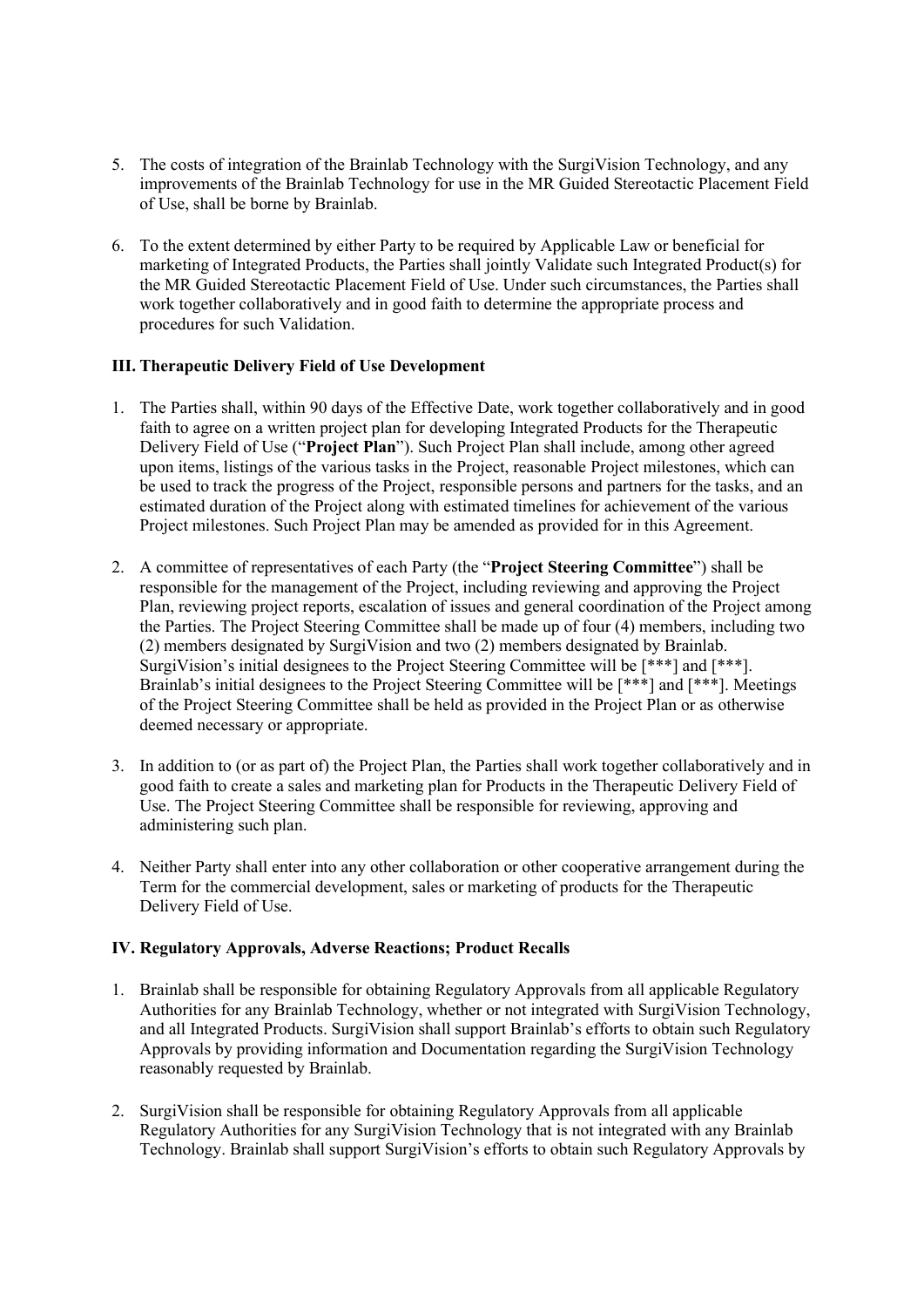5. The costs of integration of the Brainlab Technology with the SurgiVision Technology, and any improvements of the Brainlab Technology for use in the MR Guided Stereotactic Placement Field of Use, shall be borne by Brainlab.

6. To the extent determined by either Party to be required by Applicable Law or beneficial for marketing of Integrated Products, the Parties shall jointly Validate such Integrated Product(s) for the MR Guided Stereotactic Placement Field of Use. Under such circumstances, the Parties shall work together collaboratively and in good faith to determine the appropriate process and procedures for such Validation.

### III. Therapeutic Delivery Field of Use Development

1. The Parties shall, within 90 days of the Effective Date, work together collaboratively and in good faith to agree on a written project plan for developing Integrated Products for the Therapeutic Delivery Field of Use ("**Project Plan**"). Such Project Plan shall include, among other agreed upon items, listings of the various tasks in the Project, reasonable Project milestones, which can be used to track the progress of the Project, responsible persons and partners for the tasks, and an estimated duration of the Project along with estimated timelines for achievement of the various Project milestones. Such Project Plan may be amended as provided for in this Agreement.

2. A committee of representatives of each Party (the "**Project Steering Committee**") shall be responsible for the management of the Project, including reviewing and approving the Project Plan, reviewing project reports, escalation of issues and general coordination of the Project among the Parties. The Project Steering Committee shall be made up of four (4) members, including two (2) members designated by SurgiVision and two (2) members designated by Brainlab. SurgiVision's initial designees to the Project Steering Committee will be [***] and [***]. Brainlab's initial designees to the Project Steering Committee will be [***] and [***]. Meetings of the Project Steering Committee shall be held as provided in the Project Plan or as otherwise deemed necessary or appropriate.

3. In addition to (or as part of) the Project Plan, the Parties shall work together collaboratively and in good faith to create a sales and marketing plan for Products in the Therapeutic Delivery Field of Use. The Project Steering Committee shall be responsible for reviewing, approving and administering such plan.

4. Neither Party shall enter into any other collaboration or other cooperative arrangement during the Term for the commercial development, sales or marketing of products for the Therapeutic Delivery Field of Use.

### IV. Regulatory Approvals, Adverse Reactions; Product Recalls

1. Brainlab shall be responsible for obtaining Regulatory Approvals from all applicable Regulatory Authorities for any Brainlab Technology, whether or not integrated with SurgiVision Technology, and all Integrated Products. SurgiVision shall support Brainlab's efforts to obtain such Regulatory Approvals by providing information and Documentation regarding the SurgiVision Technology reasonably requested by Brainlab.

2. SurgiVision shall be responsible for obtaining Regulatory Approvals from all applicable Regulatory Authorities for any SurgiVision Technology that is not integrated with any Brainlab Technology. Brainlab shall support SurgiVision's efforts to obtain such Regulatory Approvals by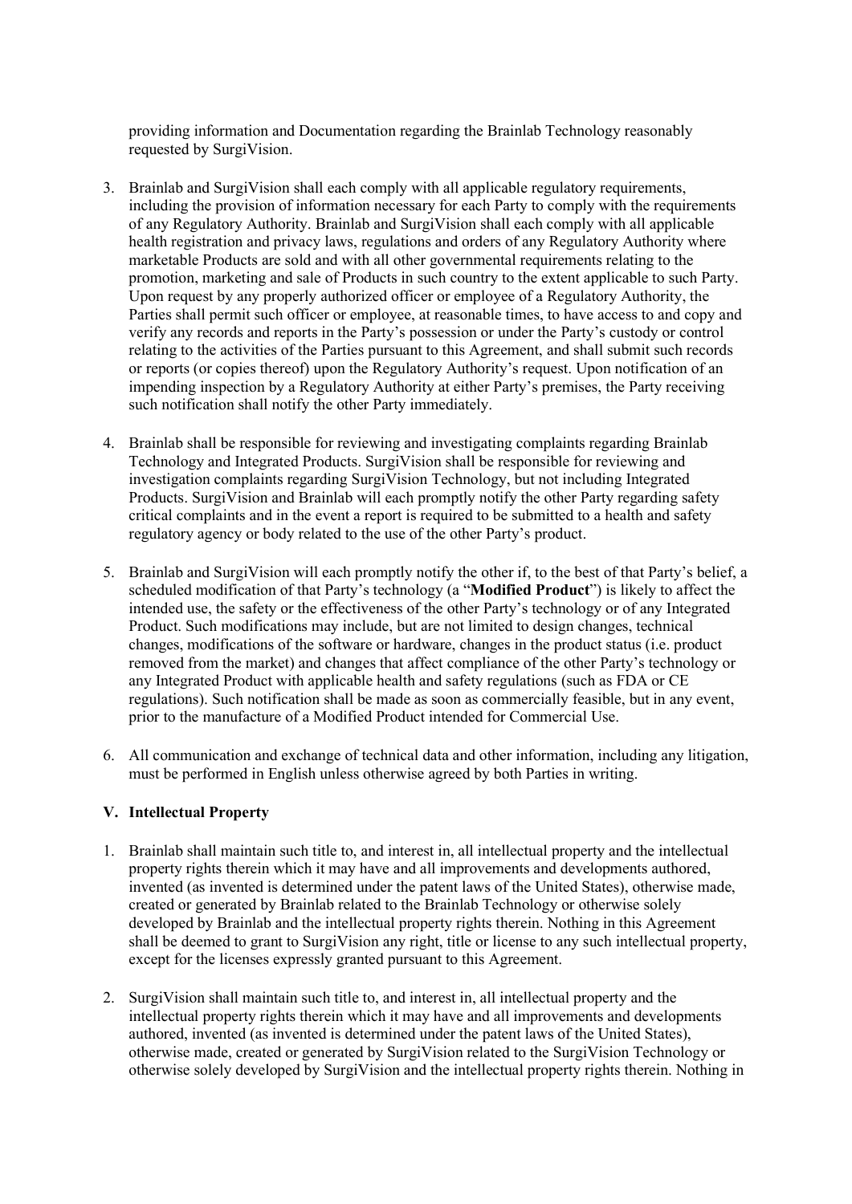providing information and Documentation regarding the Brainlab Technology reasonably requested by SurgiVision.

3. Brainlab and SurgiVision shall each comply with all applicable regulatory requirements, including the provision of information necessary for each Party to comply with the requirements of any Regulatory Authority. Brainlab and SurgiVision shall each comply with all applicable health registration and privacy laws, regulations and orders of any Regulatory Authority where marketable Products are sold and with all other governmental requirements relating to the promotion, marketing and sale of Products in such country to the extent applicable to such Party. Upon request by any properly authorized officer or employee of a Regulatory Authority, the Parties shall permit such officer or employee, at reasonable times, to have access to and copy and verify any records and reports in the Party's possession or under the Party's custody or control relating to the activities of the Parties pursuant to this Agreement, and shall submit such records or reports (or copies thereof) upon the Regulatory Authority's request. Upon notification of an impending inspection by a Regulatory Authority at either Party's premises, the Party receiving such notification shall notify the other Party immediately.

4. Brainlab shall be responsible for reviewing and investigating complaints regarding Brainlab Technology and Integrated Products. SurgiVision shall be responsible for reviewing and investigation complaints regarding SurgiVision Technology, but not including Integrated Products. SurgiVision and Brainlab will each promptly notify the other Party regarding safety critical complaints and in the event a report is required to be submitted to a health and safety regulatory agency or body related to the use of the other Party's product.

5. Brainlab and SurgiVision will each promptly notify the other if, to the best of that Party's belief, a scheduled modification of that Party's technology (a "**Modified Product**") is likely to affect the intended use, the safety or the effectiveness of the other Party's technology or of any Integrated Product. Such modifications may include, but are not limited to design changes, technical changes, modifications of the software or hardware, changes in the product status (i.e. product removed from the market) and changes that affect compliance of the other Party's technology or any Integrated Product with applicable health and safety regulations (such as FDA or CE regulations). Such notification shall be made as soon as commercially feasible, but in any event, prior to the manufacture of a Modified Product intended for Commercial Use.

6. All communication and exchange of technical data and other information, including any litigation, must be performed in English unless otherwise agreed by both Parties in writing.

### V. Intellectual Property

1. Brainlab shall maintain such title to, and interest in, all intellectual property and the intellectual property rights therein which it may have and all improvements and developments authored, invented (as invented is determined under the patent laws of the United States), otherwise made, created or generated by Brainlab related to the Brainlab Technology or otherwise solely developed by Brainlab and the intellectual property rights therein. Nothing in this Agreement shall be deemed to grant to SurgiVision any right, title or license to any such intellectual property, except for the licenses expressly granted pursuant to this Agreement.

2. SurgiVision shall maintain such title to, and interest in, all intellectual property and the intellectual property rights therein which it may have and all improvements and developments authored, invented (as invented is determined under the patent laws of the United States), otherwise made, created or generated by SurgiVision related to the SurgiVision Technology or otherwise solely developed by SurgiVision and the intellectual property rights therein. Nothing in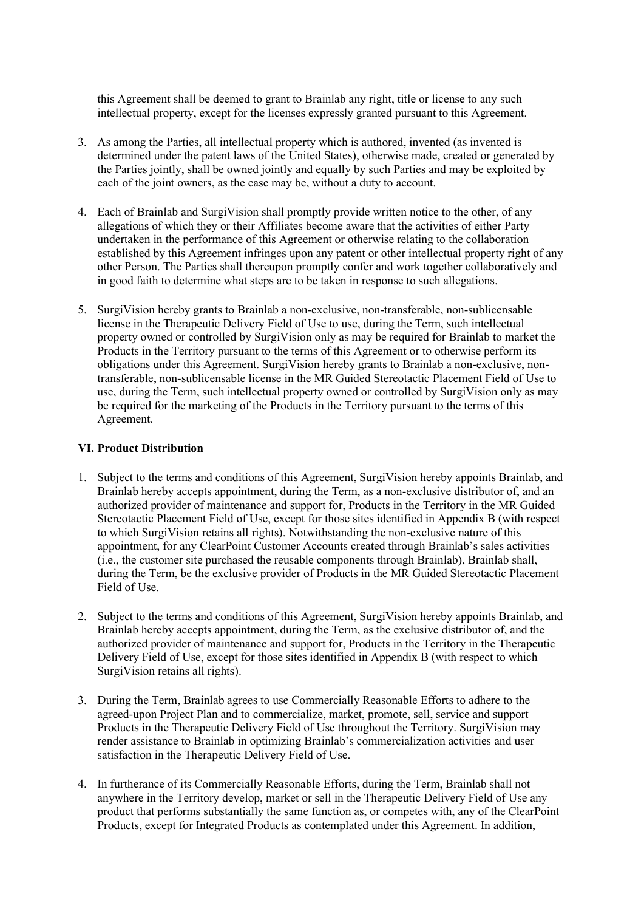this Agreement shall be deemed to grant to Brainlab any right, title or license to any such intellectual property, except for the licenses expressly granted pursuant to this Agreement.

3. As among the Parties, all intellectual property which is authored, invented (as invented is determined under the patent laws of the United States), otherwise made, created or generated by the Parties jointly, shall be owned jointly and equally by such Parties and may be exploited by each of the joint owners, as the case may be, without a duty to account.

4. Each of Brainlab and SurgiVision shall promptly provide written notice to the other, of any allegations of which they or their Affiliates become aware that the activities of either Party undertaken in the performance of this Agreement or otherwise relating to the collaboration established by this Agreement infringes upon any patent or other intellectual property right of any other Person. The Parties shall thereupon promptly confer and work together collaboratively and in good faith to determine what steps are to be taken in response to such allegations.

5. SurgiVision hereby grants to Brainlab a non-exclusive, non-transferable, non-sublicensable license in the Therapeutic Delivery Field of Use to use, during the Term, such intellectual property owned or controlled by SurgiVision only as may be required for Brainlab to market the Products in the Territory pursuant to the terms of this Agreement or to otherwise perform its obligations under this Agreement. SurgiVision hereby grants to Brainlab a non-exclusive, non-transferable, non-sublicensable license in the MR Guided Stereotactic Placement Field of Use to use, during the Term, such intellectual property owned or controlled by SurgiVision only as may be required for the marketing of the Products in the Territory pursuant to the terms of this Agreement.

### VI. Product Distribution

1. Subject to the terms and conditions of this Agreement, SurgiVision hereby appoints Brainlab, and Brainlab hereby accepts appointment, during the Term, as a non-exclusive distributor of, and an authorized provider of maintenance and support for, Products in the Territory in the MR Guided Stereotactic Placement Field of Use, except for those sites identified in Appendix B (with respect to which SurgiVision retains all rights). Notwithstanding the non-exclusive nature of this appointment, for any ClearPoint Customer Accounts created through Brainlab's sales activities (i.e., the customer site purchased the reusable components through Brainlab), Brainlab shall, during the Term, be the exclusive provider of Products in the MR Guided Stereotactic Placement Field of Use.

2. Subject to the terms and conditions of this Agreement, SurgiVision hereby appoints Brainlab, and Brainlab hereby accepts appointment, during the Term, as the exclusive distributor of, and the authorized provider of maintenance and support for, Products in the Territory in the Therapeutic Delivery Field of Use, except for those sites identified in Appendix B (with respect to which SurgiVision retains all rights).

3. During the Term, Brainlab agrees to use Commercially Reasonable Efforts to adhere to the agreed-upon Project Plan and to commercialize, market, promote, sell, service and support Products in the Therapeutic Delivery Field of Use throughout the Territory. SurgiVision may render assistance to Brainlab in optimizing Brainlab's commercialization activities and user satisfaction in the Therapeutic Delivery Field of Use.

4. In furtherance of its Commercially Reasonable Efforts, during the Term, Brainlab shall not anywhere in the Territory develop, market or sell in the Therapeutic Delivery Field of Use any product that performs substantially the same function as, or competes with, any of the ClearPoint Products, except for Integrated Products as contemplated under this Agreement. In addition,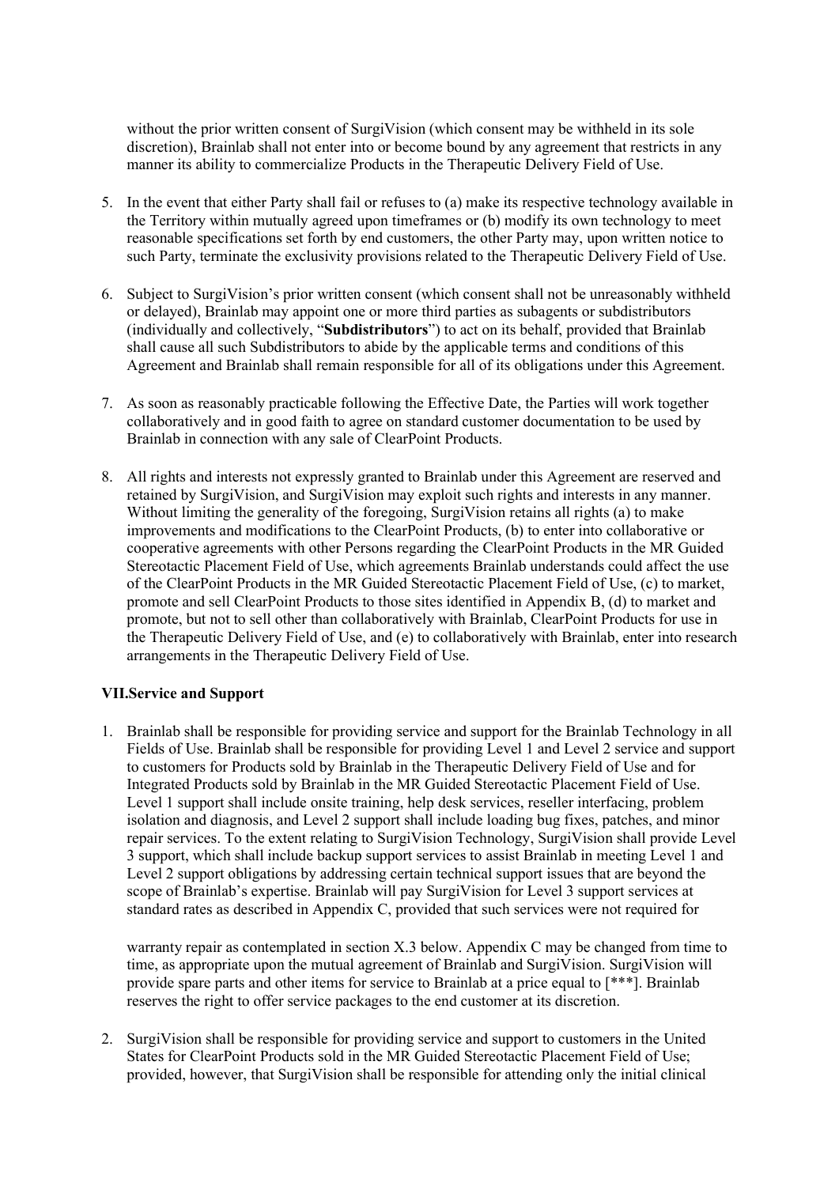without the prior written consent of SurgiVision (which consent may be withheld in its sole discretion), Brainlab shall not enter into or become bound by any agreement that restricts in any manner its ability to commercialize Products in the Therapeutic Delivery Field of Use.

5. In the event that either Party shall fail or refuses to (a) make its respective technology available in the Territory within mutually agreed upon timeframes or (b) modify its own technology to meet reasonable specifications set forth by end customers, the other Party may, upon written notice to such Party, terminate the exclusivity provisions related to the Therapeutic Delivery Field of Use.

6. Subject to SurgiVision's prior written consent (which consent shall not be unreasonably withheld or delayed), Brainlab may appoint one or more third parties as subagents or subdistributors (individually and collectively, "**Subdistributors**") to act on its behalf, provided that Brainlab shall cause all such Subdistributors to abide by the applicable terms and conditions of this Agreement and Brainlab shall remain responsible for all of its obligations under this Agreement.

7. As soon as reasonably practicable following the Effective Date, the Parties will work together collaboratively and in good faith to agree on standard customer documentation to be used by Brainlab in connection with any sale of ClearPoint Products.

8. All rights and interests not expressly granted to Brainlab under this Agreement are reserved and retained by SurgiVision, and SurgiVision may exploit such rights and interests in any manner. Without limiting the generality of the foregoing, SurgiVision retains all rights (a) to make improvements and modifications to the ClearPoint Products, (b) to enter into collaborative or cooperative agreements with other Persons regarding the ClearPoint Products in the MR Guided Stereotactic Placement Field of Use, which agreements Brainlab understands could affect the use of the ClearPoint Products in the MR Guided Stereotactic Placement Field of Use, (c) to market, promote and sell ClearPoint Products to those sites identified in Appendix B, (d) to market and promote, but not to sell other than collaboratively with Brainlab, ClearPoint Products for use in the Therapeutic Delivery Field of Use, and (e) to collaboratively with Brainlab, enter into research arrangements in the Therapeutic Delivery Field of Use.

**VII.Service and Support**

1. Brainlab shall be responsible for providing service and support for the Brainlab Technology in all Fields of Use. Brainlab shall be responsible for providing Level 1 and Level 2 service and support to customers for Products sold by Brainlab in the Therapeutic Delivery Field of Use and for Integrated Products sold by Brainlab in the MR Guided Stereotactic Placement Field of Use. Level 1 support shall include onsite training, help desk services, reseller interfacing, problem isolation and diagnosis, and Level 2 support shall include loading bug fixes, patches, and minor repair services. To the extent relating to SurgiVision Technology, SurgiVision shall provide Level 3 support, which shall include backup support services to assist Brainlab in meeting Level 1 and Level 2 support obligations by addressing certain technical support issues that are beyond the scope of Brainlab's expertise. Brainlab will pay SurgiVision for Level 3 support services at standard rates as described in Appendix C, provided that such services were not required for

   warranty repair as contemplated in section X.3 below. Appendix C may be changed from time to time, as appropriate upon the mutual agreement of Brainlab and SurgiVision. SurgiVision will provide spare parts and other items for service to Brainlab at a price equal to [***]. Brainlab reserves the right to offer service packages to the end customer at its discretion.

2. SurgiVision shall be responsible for providing service and support to customers in the United States for ClearPoint Products sold in the MR Guided Stereotactic Placement Field of Use; provided, however, that SurgiVision shall be responsible for attending only the initial clinical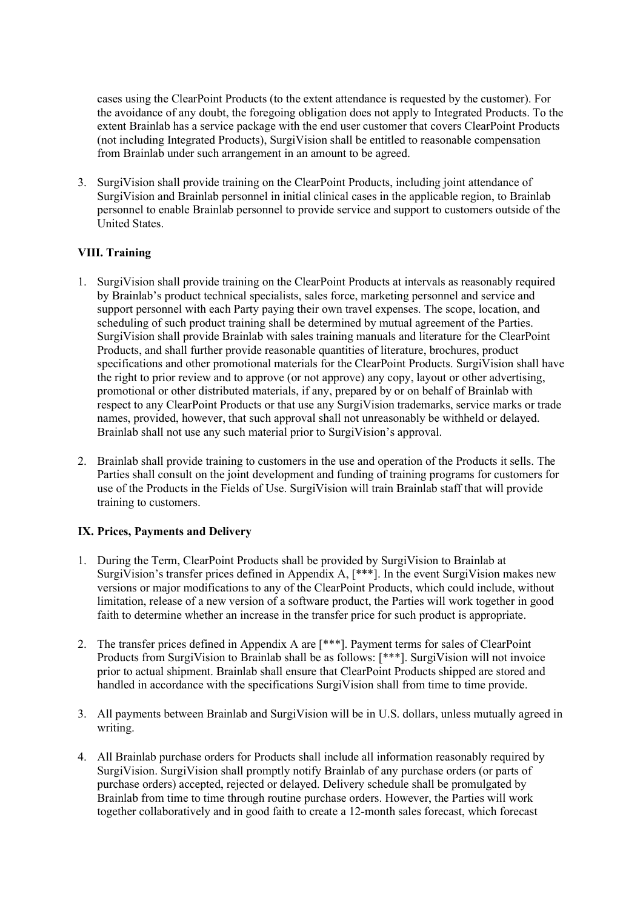cases using the ClearPoint Products (to the extent attendance is requested by the customer). For the avoidance of any doubt, the foregoing obligation does not apply to Integrated Products. To the extent Brainlab has a service package with the end user customer that covers ClearPoint Products (not including Integrated Products), SurgiVision shall be entitled to reasonable compensation from Brainlab under such arrangement in an amount to be agreed.

3. SurgiVision shall provide training on the ClearPoint Products, including joint attendance of SurgiVision and Brainlab personnel in initial clinical cases in the applicable region, to Brainlab personnel to enable Brainlab personnel to provide service and support to customers outside of the United States.

**VIII. Training**

1. SurgiVision shall provide training on the ClearPoint Products at intervals as reasonably required by Brainlab's product technical specialists, sales force, marketing personnel and service and support personnel with each Party paying their own travel expenses. The scope, location, and scheduling of such product training shall be determined by mutual agreement of the Parties. SurgiVision shall provide Brainlab with sales training manuals and literature for the ClearPoint Products, and shall further provide reasonable quantities of literature, brochures, product specifications and other promotional materials for the ClearPoint Products. SurgiVision shall have the right to prior review and to approve (or not approve) any copy, layout or other advertising, promotional or other distributed materials, if any, prepared by or on behalf of Brainlab with respect to any ClearPoint Products or that use any SurgiVision trademarks, service marks or trade names, provided, however, that such approval shall not unreasonably be withheld or delayed. Brainlab shall not use any such material prior to SurgiVision's approval.

2. Brainlab shall provide training to customers in the use and operation of the Products it sells. The Parties shall consult on the joint development and funding of training programs for customers for use of the Products in the Fields of Use. SurgiVision will train Brainlab staff that will provide training to customers.

**IX. Prices, Payments and Delivery**

1. During the Term, ClearPoint Products shall be provided by SurgiVision to Brainlab at SurgiVision's transfer prices defined in Appendix A, [***]. In the event SurgiVision makes new versions or major modifications to any of the ClearPoint Products, which could include, without limitation, release of a new version of a software product, the Parties will work together in good faith to determine whether an increase in the transfer price for such product is appropriate.

2. The transfer prices defined in Appendix A are [***]. Payment terms for sales of ClearPoint Products from SurgiVision to Brainlab shall be as follows: [***]. SurgiVision will not invoice prior to actual shipment. Brainlab shall ensure that ClearPoint Products shipped are stored and handled in accordance with the specifications SurgiVision shall from time to time provide.

3. All payments between Brainlab and SurgiVision will be in U.S. dollars, unless mutually agreed in writing.

4. All Brainlab purchase orders for Products shall include all information reasonably required by SurgiVision. SurgiVision shall promptly notify Brainlab of any purchase orders (or parts of purchase orders) accepted, rejected or delayed. Delivery schedule shall be promulgated by Brainlab from time to time through routine purchase orders. However, the Parties will work together collaboratively and in good faith to create a 12-month sales forecast, which forecast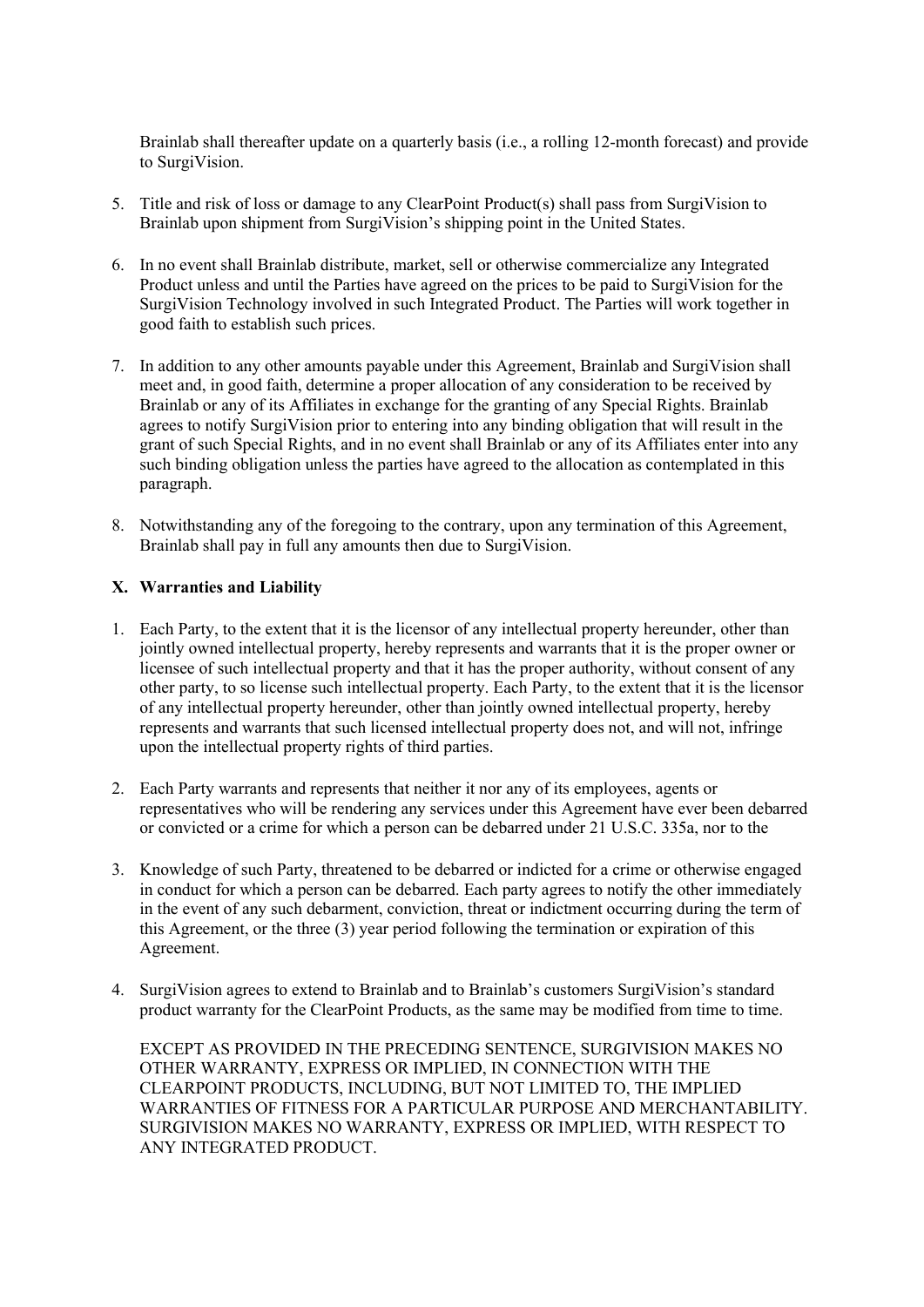Brainlab shall thereafter update on a quarterly basis (i.e., a rolling 12-month forecast) and provide to SurgiVision.

5. Title and risk of loss or damage to any ClearPoint Product(s) shall pass from SurgiVision to Brainlab upon shipment from SurgiVision's shipping point in the United States.

6. In no event shall Brainlab distribute, market, sell or otherwise commercialize any Integrated Product unless and until the Parties have agreed on the prices to be paid to SurgiVision for the SurgiVision Technology involved in such Integrated Product. The Parties will work together in good faith to establish such prices.

7. In addition to any other amounts payable under this Agreement, Brainlab and SurgiVision shall meet and, in good faith, determine a proper allocation of any consideration to be received by Brainlab or any of its Affiliates in exchange for the granting of any Special Rights. Brainlab agrees to notify SurgiVision prior to entering into any binding obligation that will result in the grant of such Special Rights, and in no event shall Brainlab or any of its Affiliates enter into any such binding obligation unless the parties have agreed to the allocation as contemplated in this paragraph.

8. Notwithstanding any of the foregoing to the contrary, upon any termination of this Agreement, Brainlab shall pay in full any amounts then due to SurgiVision.

### X. Warranties and Liability

1. Each Party, to the extent that it is the licensor of any intellectual property hereunder, other than jointly owned intellectual property, hereby represents and warrants that it is the proper owner or licensee of such intellectual property and that it has the proper authority, without consent of any other party, to so license such intellectual property. Each Party, to the extent that it is the licensor of any intellectual property hereunder, other than jointly owned intellectual property, hereby represents and warrants that such licensed intellectual property does not, and will not, infringe upon the intellectual property rights of third parties.

2. Each Party warrants and represents that neither it nor any of its employees, agents or representatives who will be rendering any services under this Agreement have ever been debarred or convicted or a crime for which a person can be debarred under 21 U.S.C. 335a, nor to the

3. Knowledge of such Party, threatened to be debarred or indicted for a crime or otherwise engaged in conduct for which a person can be debarred. Each party agrees to notify the other immediately in the event of any such debarment, conviction, threat or indictment occurring during the term of this Agreement, or the three (3) year period following the termination or expiration of this Agreement.

4. SurgiVision agrees to extend to Brainlab and to Brainlab's customers SurgiVision's standard product warranty for the ClearPoint Products, as the same may be modified from time to time.

   EXCEPT AS PROVIDED IN THE PRECEDING SENTENCE, SURGIVISION MAKES NO OTHER WARRANTY, EXPRESS OR IMPLIED, IN CONNECTION WITH THE CLEARPOINT PRODUCTS, INCLUDING, BUT NOT LIMITED TO, THE IMPLIED WARRANTIES OF FITNESS FOR A PARTICULAR PURPOSE AND MERCHANTABILITY. SURGIVISION MAKES NO WARRANTY, EXPRESS OR IMPLIED, WITH RESPECT TO ANY INTEGRATED PRODUCT.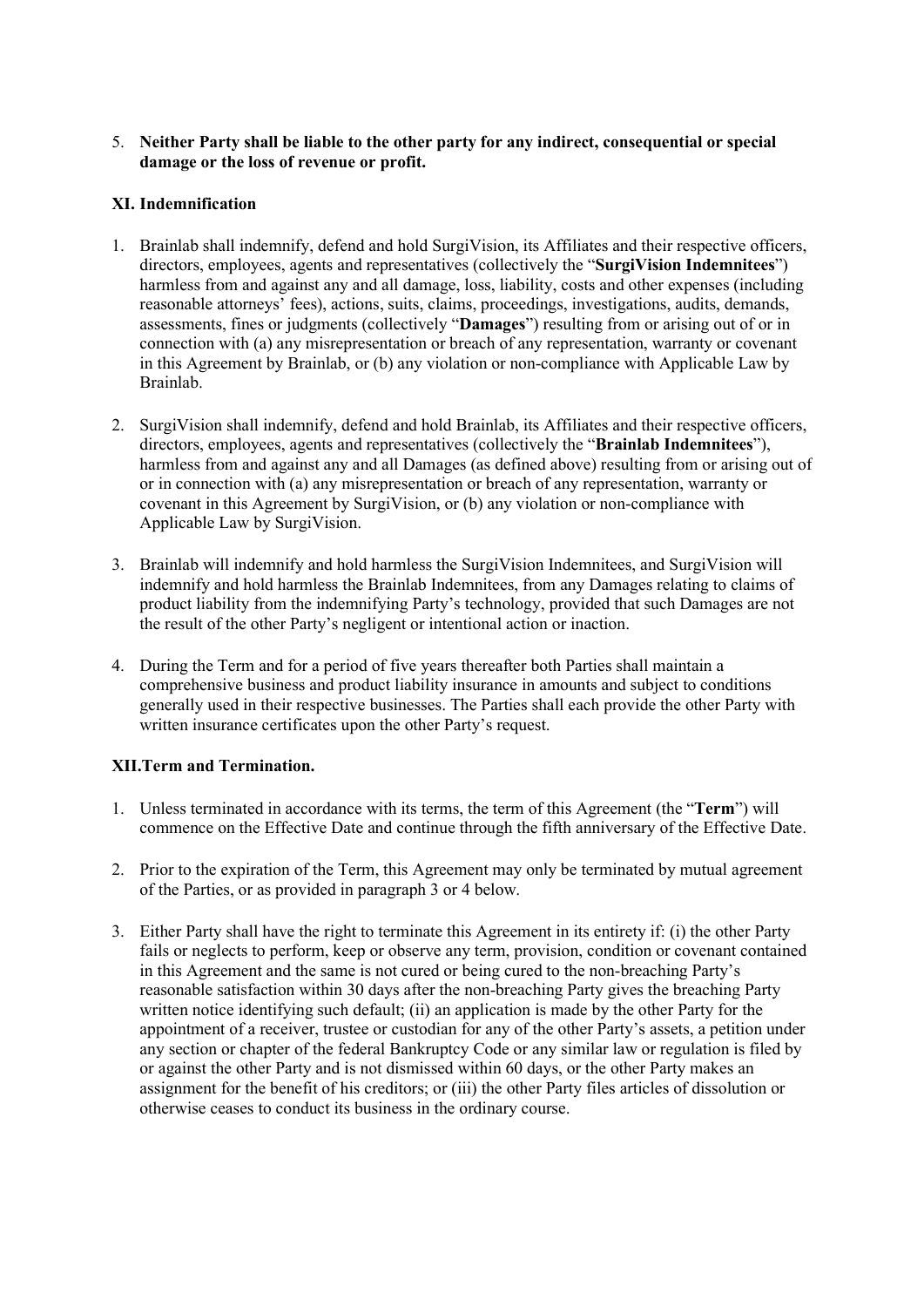5. **Neither Party shall be liable to the other party for any indirect, consequential or special damage or the loss of revenue or profit.**

## XI. Indemnification

1. Brainlab shall indemnify, defend and hold SurgiVision, its Affiliates and their respective officers, directors, employees, agents and representatives (collectively the "**SurgiVision Indemnitees**") harmless from and against any and all damage, loss, liability, costs and other expenses (including reasonable attorneys' fees), actions, suits, claims, proceedings, investigations, audits, demands, assessments, fines or judgments (collectively "**Damages**") resulting from or arising out of or in connection with (a) any misrepresentation or breach of any representation, warranty or covenant in this Agreement by Brainlab, or (b) any violation or non-compliance with Applicable Law by Brainlab.

2. SurgiVision shall indemnify, defend and hold Brainlab, its Affiliates and their respective officers, directors, employees, agents and representatives (collectively the "**Brainlab Indemnitees**"), harmless from and against any and all Damages (as defined above) resulting from or arising out of or in connection with (a) any misrepresentation or breach of any representation, warranty or covenant in this Agreement by SurgiVision, or (b) any violation or non-compliance with Applicable Law by SurgiVision.

3. Brainlab will indemnify and hold harmless the SurgiVision Indemnitees, and SurgiVision will indemnify and hold harmless the Brainlab Indemnitees, from any Damages relating to claims of product liability from the indemnifying Party's technology, provided that such Damages are not the result of the other Party's negligent or intentional action or inaction.

4. During the Term and for a period of five years thereafter both Parties shall maintain a comprehensive business and product liability insurance in amounts and subject to conditions generally used in their respective businesses. The Parties shall each provide the other Party with written insurance certificates upon the other Party's request.

## XII. Term and Termination.

1. Unless terminated in accordance with its terms, the term of this Agreement (the "**Term**") will commence on the Effective Date and continue through the fifth anniversary of the Effective Date.

2. Prior to the expiration of the Term, this Agreement may only be terminated by mutual agreement of the Parties, or as provided in paragraph 3 or 4 below.

3. Either Party shall have the right to terminate this Agreement in its entirety if: (i) the other Party fails or neglects to perform, keep or observe any term, provision, condition or covenant contained in this Agreement and the same is not cured or being cured to the non-breaching Party's reasonable satisfaction within 30 days after the non-breaching Party gives the breaching Party written notice identifying such default; (ii) an application is made by the other Party for the appointment of a receiver, trustee or custodian for any of the other Party's assets, a petition under any section or chapter of the federal Bankruptcy Code or any similar law or regulation is filed by or against the other Party and is not dismissed within 60 days, or the other Party makes an assignment for the benefit of his creditors; or (iii) the other Party files articles of dissolution or otherwise ceases to conduct its business in the ordinary course.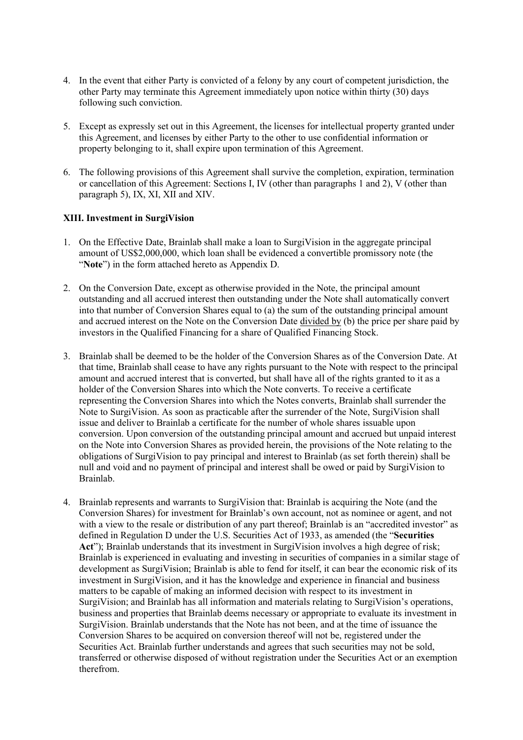4. In the event that either Party is convicted of a felony by any court of competent jurisdiction, the other Party may terminate this Agreement immediately upon notice within thirty (30) days following such conviction.

5. Except as expressly set out in this Agreement, the licenses for intellectual property granted under this Agreement, and licenses by either Party to the other to use confidential information or property belonging to it, shall expire upon termination of this Agreement.

6. The following provisions of this Agreement shall survive the completion, expiration, termination or cancellation of this Agreement: Sections I, IV (other than paragraphs 1 and 2), V (other than paragraph 5), IX, XI, XII and XIV.

**XIII. Investment in SurgiVision**

1. On the Effective Date, Brainlab shall make a loan to SurgiVision in the aggregate principal amount of US$2,000,000, which loan shall be evidenced a convertible promissory note (the "**Note**") in the form attached hereto as Appendix D.

2. On the Conversion Date, except as otherwise provided in the Note, the principal amount outstanding and all accrued interest then outstanding under the Note shall automatically convert into that number of Conversion Shares equal to (a) the sum of the outstanding principal amount and accrued interest on the Note on the Conversion Date divided by (b) the price per share paid by investors in the Qualified Financing for a share of Qualified Financing Stock.

3. Brainlab shall be deemed to be the holder of the Conversion Shares as of the Conversion Date. At that time, Brainlab shall cease to have any rights pursuant to the Note with respect to the principal amount and accrued interest that is converted, but shall have all of the rights granted to it as a holder of the Conversion Shares into which the Note converts. To receive a certificate representing the Conversion Shares into which the Notes converts, Brainlab shall surrender the Note to SurgiVision. As soon as practicable after the surrender of the Note, SurgiVision shall issue and deliver to Brainlab a certificate for the number of whole shares issuable upon conversion. Upon conversion of the outstanding principal amount and accrued but unpaid interest on the Note into Conversion Shares as provided herein, the provisions of the Note relating to the obligations of SurgiVision to pay principal and interest to Brainlab (as set forth therein) shall be null and void and no payment of principal and interest shall be owed or paid by SurgiVision to Brainlab.

4. Brainlab represents and warrants to SurgiVision that: Brainlab is acquiring the Note (and the Conversion Shares) for investment for Brainlab's own account, not as nominee or agent, and not with a view to the resale or distribution of any part thereof; Brainlab is an "accredited investor" as defined in Regulation D under the U.S. Securities Act of 1933, as amended (the "**Securities Act**"); Brainlab understands that its investment in SurgiVision involves a high degree of risk; Brainlab is experienced in evaluating and investing in securities of companies in a similar stage of development as SurgiVision; Brainlab is able to fend for itself, it can bear the economic risk of its investment in SurgiVision, and it has the knowledge and experience in financial and business matters to be capable of making an informed decision with respect to its investment in SurgiVision; and Brainlab has all information and materials relating to SurgiVision's operations, business and properties that Brainlab deems necessary or appropriate to evaluate its investment in SurgiVision. Brainlab understands that the Note has not been, and at the time of issuance the Conversion Shares to be acquired on conversion thereof will not be, registered under the Securities Act. Brainlab further understands and agrees that such securities may not be sold, transferred or otherwise disposed of without registration under the Securities Act or an exemption therefrom.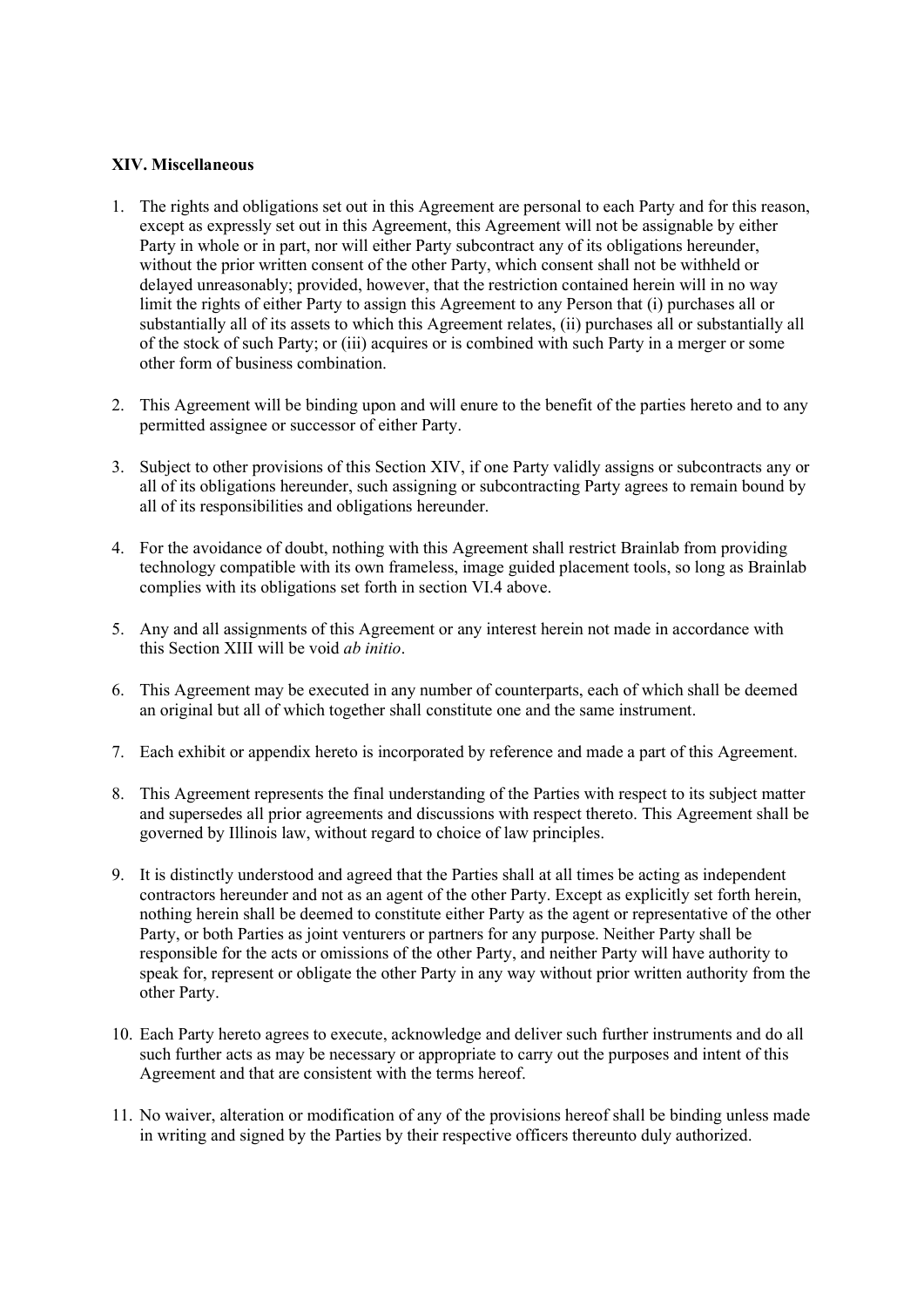**XIV. Miscellaneous**

1. The rights and obligations set out in this Agreement are personal to each Party and for this reason, except as expressly set out in this Agreement, this Agreement will not be assignable by either Party in whole or in part, nor will either Party subcontract any of its obligations hereunder, without the prior written consent of the other Party, which consent shall not be withheld or delayed unreasonably; provided, however, that the restriction contained herein will in no way limit the rights of either Party to assign this Agreement to any Person that (i) purchases all or substantially all of its assets to which this Agreement relates, (ii) purchases all or substantially all of the stock of such Party; or (iii) acquires or is combined with such Party in a merger or some other form of business combination.

2. This Agreement will be binding upon and will enure to the benefit of the parties hereto and to any permitted assignee or successor of either Party.

3. Subject to other provisions of this Section XIV, if one Party validly assigns or subcontracts any or all of its obligations hereunder, such assigning or subcontracting Party agrees to remain bound by all of its responsibilities and obligations hereunder.

4. For the avoidance of doubt, nothing with this Agreement shall restrict Brainlab from providing technology compatible with its own frameless, image guided placement tools, so long as Brainlab complies with its obligations set forth in section VI.4 above.

5. Any and all assignments of this Agreement or any interest herein not made in accordance with this Section XIII will be void *ab initio*.

6. This Agreement may be executed in any number of counterparts, each of which shall be deemed an original but all of which together shall constitute one and the same instrument.

7. Each exhibit or appendix hereto is incorporated by reference and made a part of this Agreement.

8. This Agreement represents the final understanding of the Parties with respect to its subject matter and supersedes all prior agreements and discussions with respect thereto. This Agreement shall be governed by Illinois law, without regard to choice of law principles.

9. It is distinctly understood and agreed that the Parties shall at all times be acting as independent contractors hereunder and not as an agent of the other Party. Except as explicitly set forth herein, nothing herein shall be deemed to constitute either Party as the agent or representative of the other Party, or both Parties as joint venturers or partners for any purpose. Neither Party shall be responsible for the acts or omissions of the other Party, and neither Party will have authority to speak for, represent or obligate the other Party in any way without prior written authority from the other Party.

10. Each Party hereto agrees to execute, acknowledge and deliver such further instruments and do all such further acts as may be necessary or appropriate to carry out the purposes and intent of this Agreement and that are consistent with the terms hereof.

11. No waiver, alteration or modification of any of the provisions hereof shall be binding unless made in writing and signed by the Parties by their respective officers thereunto duly authorized.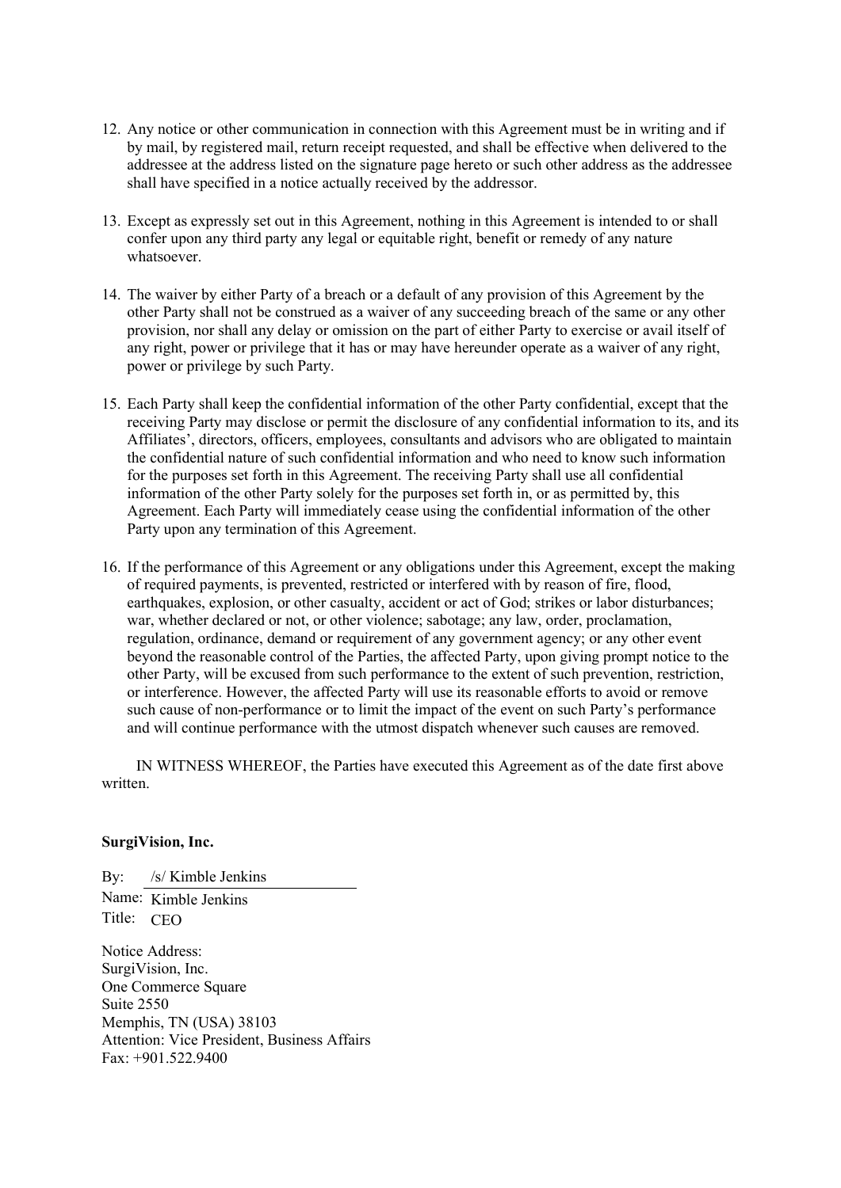12. Any notice or other communication in connection with this Agreement must be in writing and if by mail, by registered mail, return receipt requested, and shall be effective when delivered to the addressee at the address listed on the signature page hereto or such other address as the addressee shall have specified in a notice actually received by the addressor.

13. Except as expressly set out in this Agreement, nothing in this Agreement is intended to or shall confer upon any third party any legal or equitable right, benefit or remedy of any nature whatsoever.

14. The waiver by either Party of a breach or a default of any provision of this Agreement by the other Party shall not be construed as a waiver of any succeeding breach of the same or any other provision, nor shall any delay or omission on the part of either Party to exercise or avail itself of any right, power or privilege that it has or may have hereunder operate as a waiver of any right, power or privilege by such Party.

15. Each Party shall keep the confidential information of the other Party confidential, except that the receiving Party may disclose or permit the disclosure of any confidential information to its, and its Affiliates', directors, officers, employees, consultants and advisors who are obligated to maintain the confidential nature of such confidential information and who need to know such information for the purposes set forth in this Agreement. The receiving Party shall use all confidential information of the other Party solely for the purposes set forth in, or as permitted by, this Agreement. Each Party will immediately cease using the confidential information of the other Party upon any termination of this Agreement.

16. If the performance of this Agreement or any obligations under this Agreement, except the making of required payments, is prevented, restricted or interfered with by reason of fire, flood, earthquakes, explosion, or other casualty, accident or act of God; strikes or labor disturbances; war, whether declared or not, or other violence; sabotage; any law, order, proclamation, regulation, ordinance, demand or requirement of any government agency; or any other event beyond the reasonable control of the Parties, the affected Party, upon giving prompt notice to the other Party, will be excused from such performance to the extent of such prevention, restriction, or interference. However, the affected Party will use its reasonable efforts to avoid or remove such cause of non-performance or to limit the impact of the event on such Party's performance and will continue performance with the utmost dispatch whenever such causes are removed.

IN WITNESS WHEREOF, the Parties have executed this Agreement as of the date first above written.

**SurgiVision, Inc.**

By: /s/ Kimble Jenkins

Name: Kimble Jenkins

Title: CEO

Notice Address:
SurgiVision, Inc.
One Commerce Square
Suite 2550
Memphis, TN (USA) 38103
Attention: Vice President, Business Affairs
Fax: +901.522.9400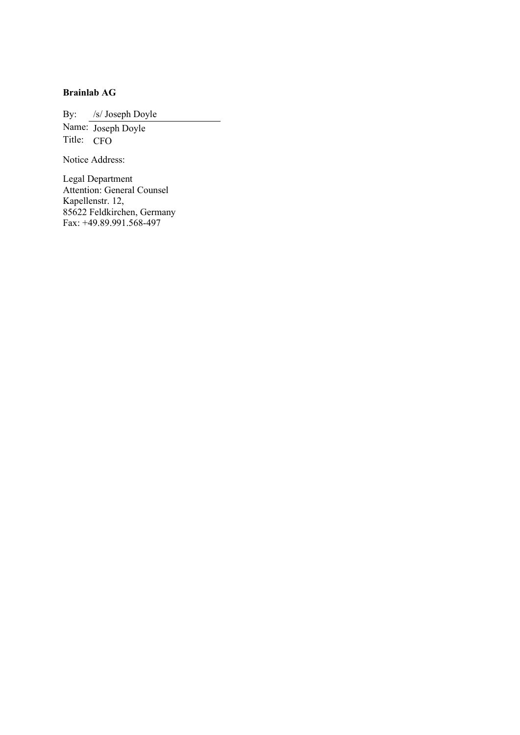**Brainlab AG**

By: /s/ Joseph Doyle

Name: Joseph Doyle

Title: CFO

Notice Address:

Legal Department
Attention: General Counsel
Kapellenstr. 12,
85622 Feldkirchen, Germany
Fax: +49.89.991.568-497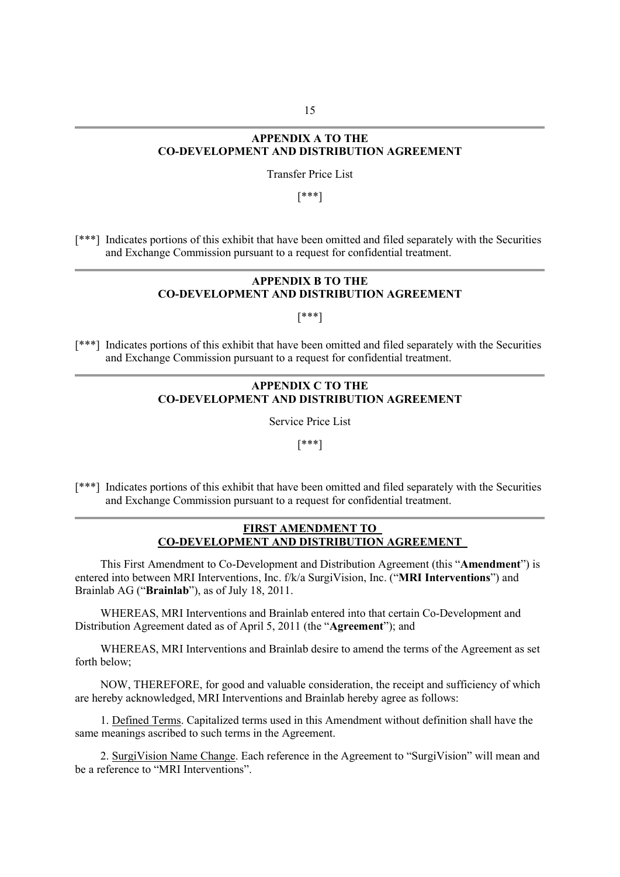## APPENDIX A TO THE CO-DEVELOPMENT AND DISTRIBUTION AGREEMENT

Transfer Price List

[***]

[***] Indicates portions of this exhibit that have been omitted and filed separately with the Securities and Exchange Commission pursuant to a request for confidential treatment.

## APPENDIX B TO THE CO-DEVELOPMENT AND DISTRIBUTION AGREEMENT

[***]

[***] Indicates portions of this exhibit that have been omitted and filed separately with the Securities and Exchange Commission pursuant to a request for confidential treatment.

## APPENDIX C TO THE CO-DEVELOPMENT AND DISTRIBUTION AGREEMENT

Service Price List

[***]

[***] Indicates portions of this exhibit that have been omitted and filed separately with the Securities and Exchange Commission pursuant to a request for confidential treatment.

## FIRST AMENDMENT TO CO-DEVELOPMENT AND DISTRIBUTION AGREEMENT

This First Amendment to Co-Development and Distribution Agreement (this "**Amendment**") is entered into between MRI Interventions, Inc. f/k/a SurgiVision, Inc. ("**MRI Interventions**") and Brainlab AG ("**Brainlab**"), as of July 18, 2011.

WHEREAS, MRI Interventions and Brainlab entered into that certain Co-Development and Distribution Agreement dated as of April 5, 2011 (the "**Agreement**"); and

WHEREAS, MRI Interventions and Brainlab desire to amend the terms of the Agreement as set forth below;

NOW, THEREFORE, for good and valuable consideration, the receipt and sufficiency of which are hereby acknowledged, MRI Interventions and Brainlab hereby agree as follows:

1. Defined Terms. Capitalized terms used in this Amendment without definition shall have the same meanings ascribed to such terms in the Agreement.

2. SurgiVision Name Change. Each reference in the Agreement to "SurgiVision" will mean and be a reference to "MRI Interventions".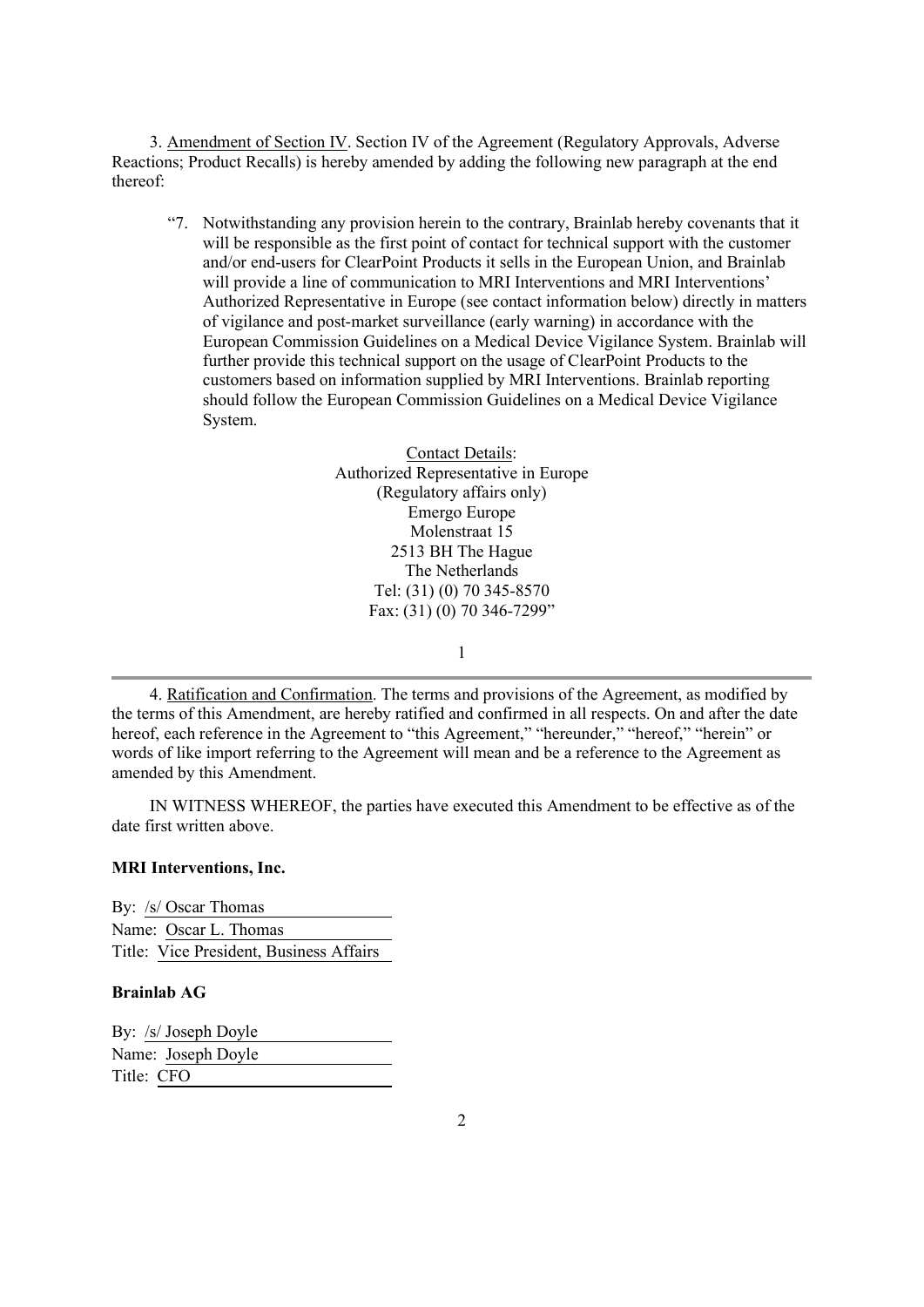3. Amendment of Section IV. Section IV of the Agreement (Regulatory Approvals, Adverse Reactions; Product Recalls) is hereby amended by adding the following new paragraph at the end thereof:

> "7. Notwithstanding any provision herein to the contrary, Brainlab hereby covenants that it will be responsible as the first point of contact for technical support with the customer and/or end-users for ClearPoint Products it sells in the European Union, and Brainlab will provide a line of communication to MRI Interventions and MRI Interventions' Authorized Representative in Europe (see contact information below) directly in matters of vigilance and post-market surveillance (early warning) in accordance with the European Commission Guidelines on a Medical Device Vigilance System. Brainlab will further provide this technical support on the usage of ClearPoint Products to the customers based on information supplied by MRI Interventions. Brainlab reporting should follow the European Commission Guidelines on a Medical Device Vigilance System.
>
> Contact Details:
> Authorized Representative in Europe
> (Regulatory affairs only)
> Emergo Europe
> Molenstraat 15
> 2513 BH The Hague
> The Netherlands
> Tel: (31) (0) 70 345-8570
> Fax: (31) (0) 70 346-7299"

4. Ratification and Confirmation. The terms and provisions of the Agreement, as modified by the terms of this Amendment, are hereby ratified and confirmed in all respects. On and after the date hereof, each reference in the Agreement to "this Agreement," "hereunder," "hereof," "herein" or words of like import referring to the Agreement will mean and be a reference to the Agreement as amended by this Amendment.

IN WITNESS WHEREOF, the parties have executed this Amendment to be effective as of the date first written above.

**MRI Interventions, Inc.**

By: /s/ Oscar Thomas
Name: Oscar L. Thomas
Title: Vice President, Business Affairs

**Brainlab AG**

By: /s/ Joseph Doyle
Name: Joseph Doyle
Title: CFO